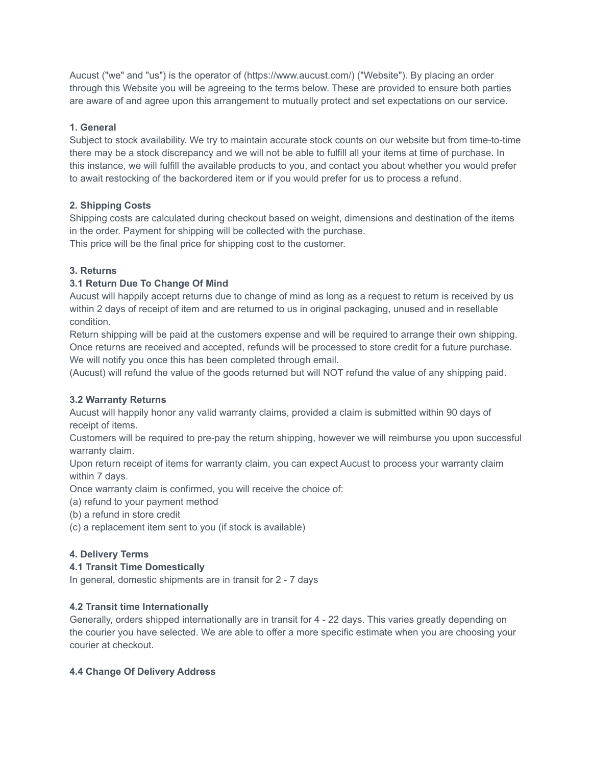Aucust ("we" and "us") is the operator of (https://www.aucust.com/) ("Website"). By placing an order through this Website you will be agreeing to the terms below. These are provided to ensure both parties are aware of and agree upon this arrangement to mutually protect and set expectations on our service.

**1. General**

Subject to stock availability. We try to maintain accurate stock counts on our website but from time-to-time there may be a stock discrepancy and we will not be able to fulfill all your items at time of purchase. In this instance, we will fulfill the available products to you, and contact you about whether you would prefer to await restocking of the backordered item or if you would prefer for us to process a refund.

**2. Shipping Costs**

Shipping costs are calculated during checkout based on weight, dimensions and destination of the items in the order. Payment for shipping will be collected with the purchase.
This price will be the final price for shipping cost to the customer.

**3. Returns**

**3.1 Return Due To Change Of Mind**

Aucust will happily accept returns due to change of mind as long as a request to return is received by us within 2 days of receipt of item and are returned to us in original packaging, unused and in resellable condition.
Return shipping will be paid at the customers expense and will be required to arrange their own shipping.
Once returns are received and accepted, refunds will be processed to store credit for a future purchase.
We will notify you once this has been completed through email.
(Aucust) will refund the value of the goods returned but will NOT refund the value of any shipping paid.

**3.2 Warranty Returns**

Aucust will happily honor any valid warranty claims, provided a claim is submitted within 90 days of receipt of items.
Customers will be required to pre-pay the return shipping, however we will reimburse you upon successful warranty claim.
Upon return receipt of items for warranty claim, you can expect Aucust to process your warranty claim within 7 days.
Once warranty claim is confirmed, you will receive the choice of:
(a) refund to your payment method
(b) a refund in store credit
(c) a replacement item sent to you (if stock is available)

**4. Delivery Terms**

**4.1 Transit Time Domestically**

In general, domestic shipments are in transit for 2 - 7 days

**4.2 Transit time Internationally**

Generally, orders shipped internationally are in transit for 4 - 22 days. This varies greatly depending on the courier you have selected. We are able to offer a more specific estimate when you are choosing your courier at checkout.

**4.4 Change Of Delivery Address**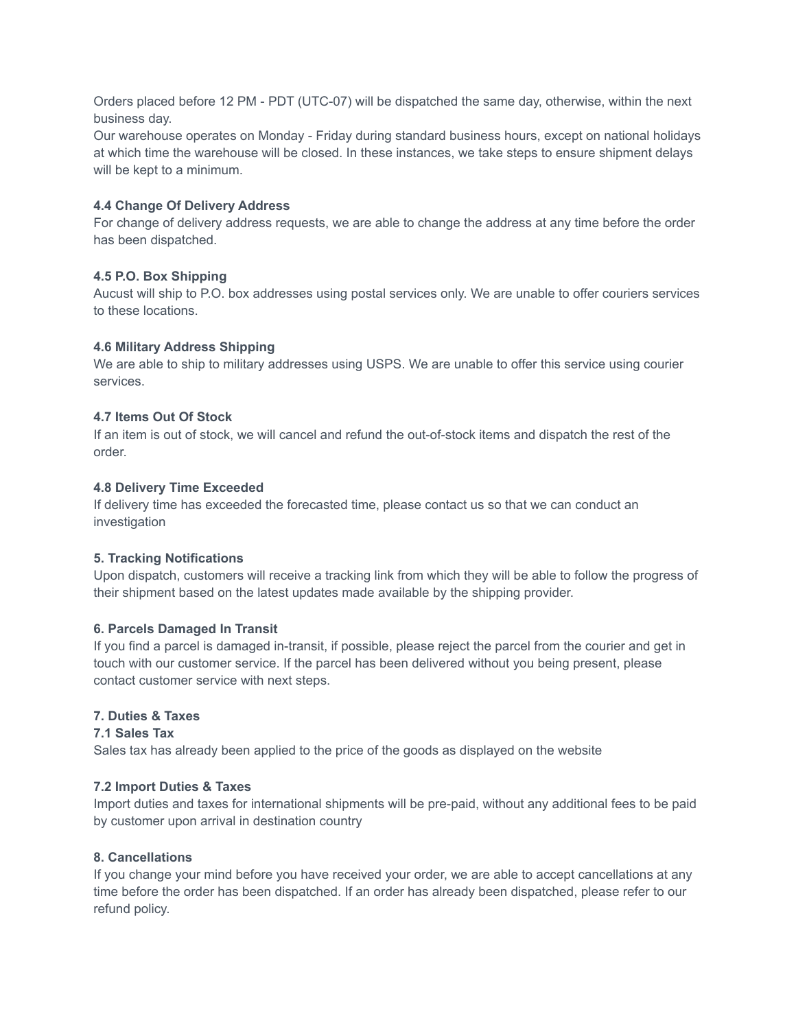Orders placed before 12 PM - PDT (UTC-07) will be dispatched the same day, otherwise, within the next business day.
Our warehouse operates on Monday - Friday during standard business hours, except on national holidays at which time the warehouse will be closed. In these instances, we take steps to ensure shipment delays will be kept to a minimum.

**4.4 Change Of Delivery Address**
For change of delivery address requests, we are able to change the address at any time before the order has been dispatched.

**4.5 P.O. Box Shipping**
Aucust will ship to P.O. box addresses using postal services only. We are unable to offer couriers services to these locations.

**4.6 Military Address Shipping**
We are able to ship to military addresses using USPS. We are unable to offer this service using courier services.

**4.7 Items Out Of Stock**
If an item is out of stock, we will cancel and refund the out-of-stock items and dispatch the rest of the order.

**4.8 Delivery Time Exceeded**
If delivery time has exceeded the forecasted time, please contact us so that we can conduct an investigation

**5. Tracking Notifications**
Upon dispatch, customers will receive a tracking link from which they will be able to follow the progress of their shipment based on the latest updates made available by the shipping provider.

**6. Parcels Damaged In Transit**
If you find a parcel is damaged in-transit, if possible, please reject the parcel from the courier and get in touch with our customer service. If the parcel has been delivered without you being present, please contact customer service with next steps.

**7. Duties & Taxes**
**7.1 Sales Tax**
Sales tax has already been applied to the price of the goods as displayed on the website

**7.2 Import Duties & Taxes**
Import duties and taxes for international shipments will be pre-paid, without any additional fees to be paid by customer upon arrival in destination country

**8. Cancellations**
If you change your mind before you have received your order, we are able to accept cancellations at any time before the order has been dispatched. If an order has already been dispatched, please refer to our refund policy.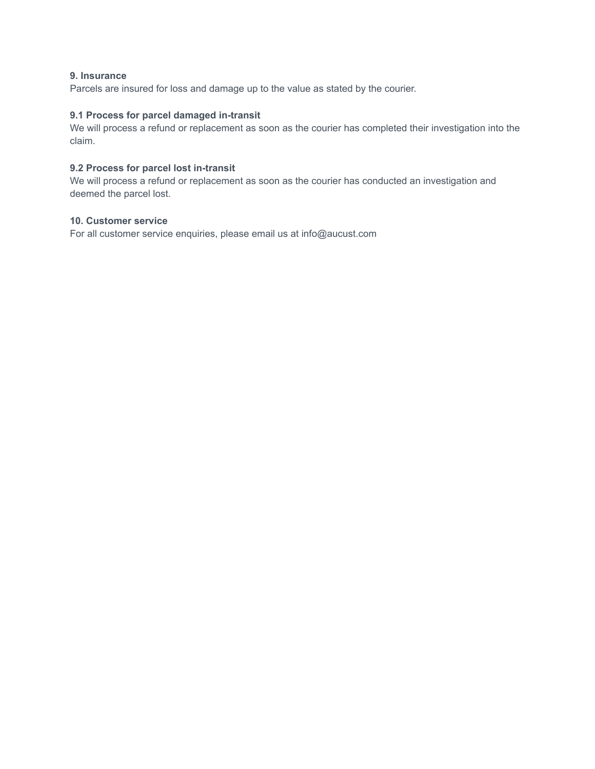**9. Insurance**
Parcels are insured for loss and damage up to the value as stated by the courier.

**9.1 Process for parcel damaged in-transit**
We will process a refund or replacement as soon as the courier has completed their investigation into the claim.

**9.2 Process for parcel lost in-transit**
We will process a refund or replacement as soon as the courier has conducted an investigation and deemed the parcel lost.

**10. Customer service**
For all customer service enquiries, please email us at info@aucust.com